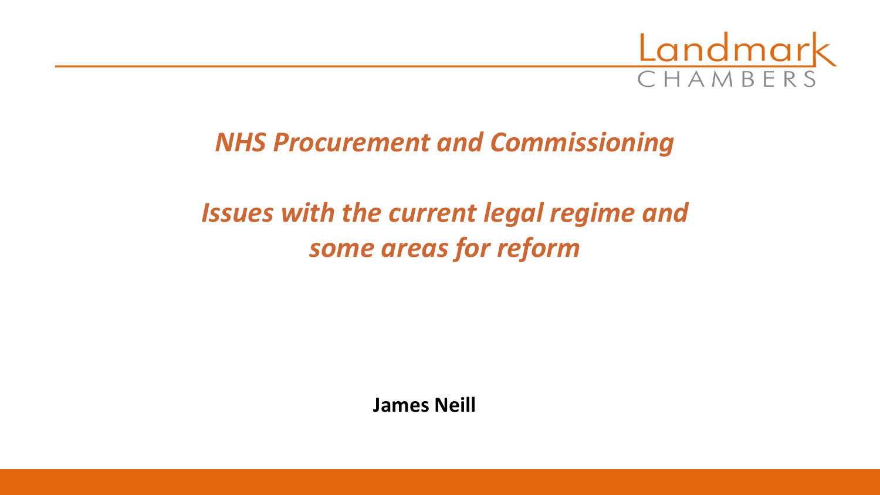Landmark CHAMBERS

# *NHS Procurement and Commissioning*

## *Issues with the current legal regime and some areas for reform*

**James Neill**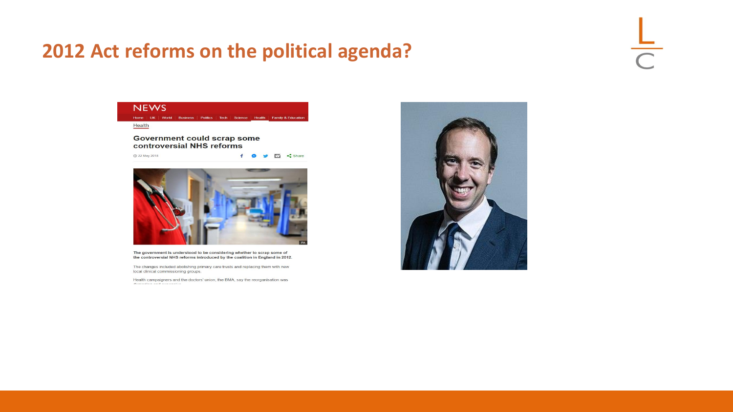# 2012 Act reforms on the political agenda?

NEWS

Home | UK | World | Business | Politics | Tech | Science | Health | Family & Education

Health

**Government could scrap some controversial NHS reforms**

22 May 2018

**The government is understood to be considering whether to scrap some of the controversial NHS reforms introduced by the coalition in England in 2012.**

The changes included abolishing primary care trusts and replacing them with new local clinical commissioning groups.

Health campaigners and the doctors' union, the BMA, say the reorganisation was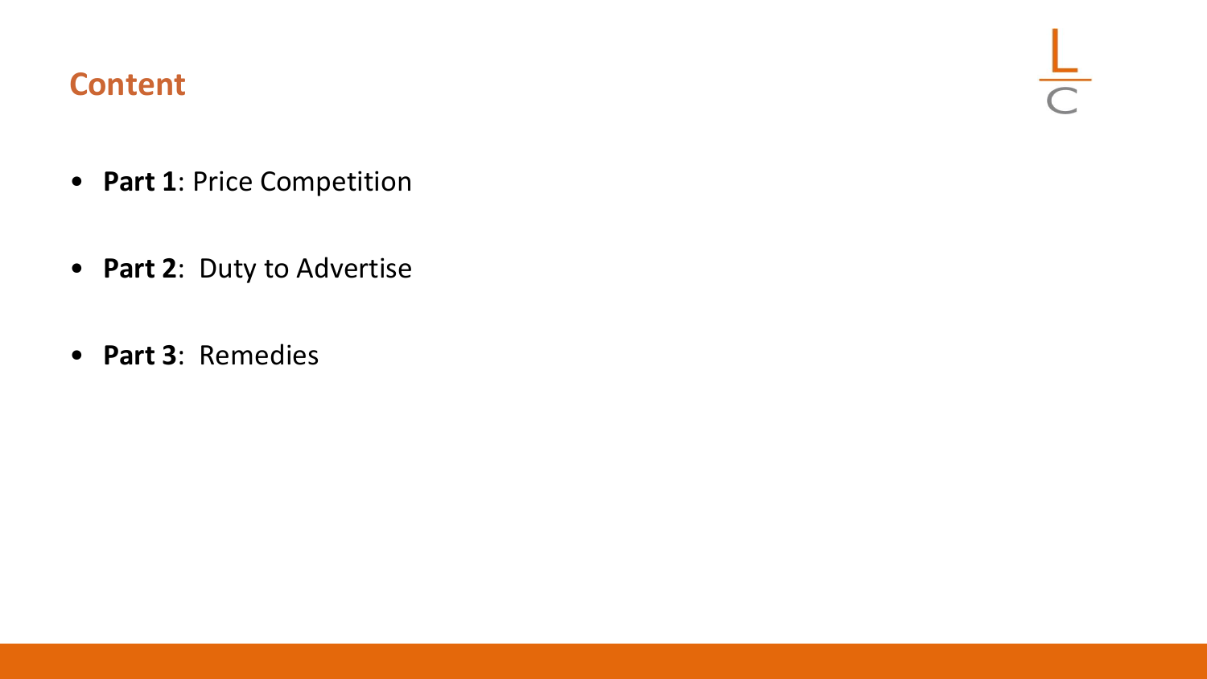## Content

- **Part 1**: Price Competition
- **Part 2**: Duty to Advertise
- **Part 3**: Remedies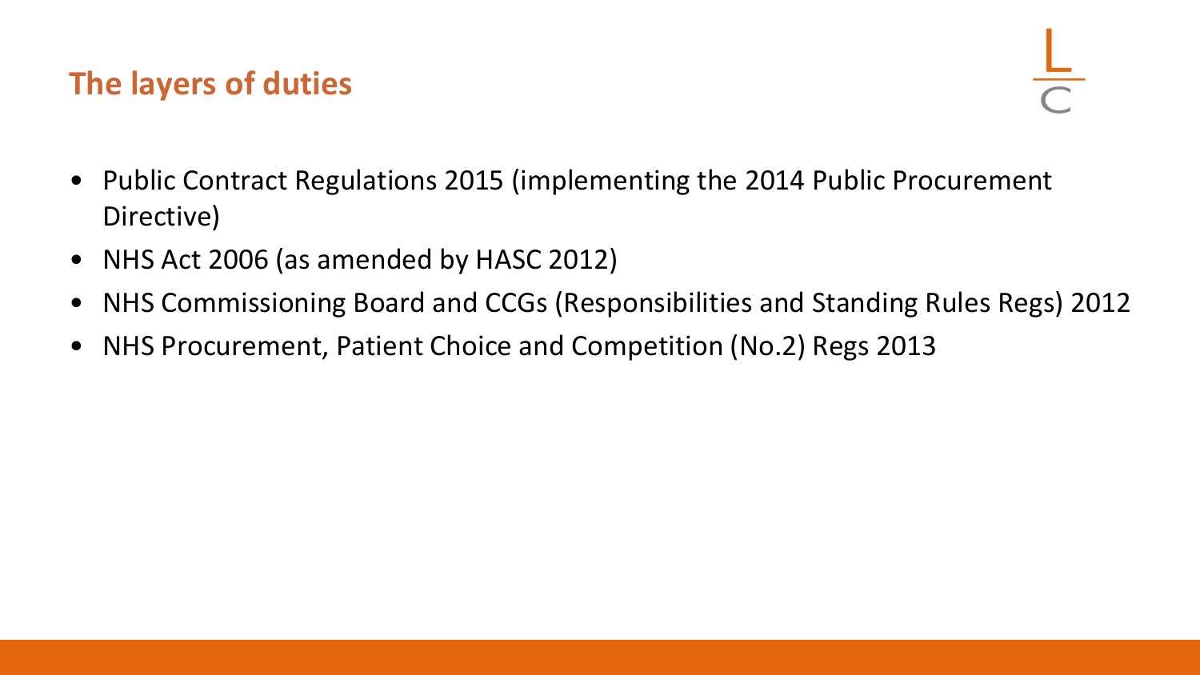## The layers of duties

- Public Contract Regulations 2015 (implementing the 2014 Public Procurement Directive)
- NHS Act 2006 (as amended by HASC 2012)
- NHS Commissioning Board and CCGs (Responsibilities and Standing Rules Regs) 2012
- NHS Procurement, Patient Choice and Competition (No.2) Regs 2013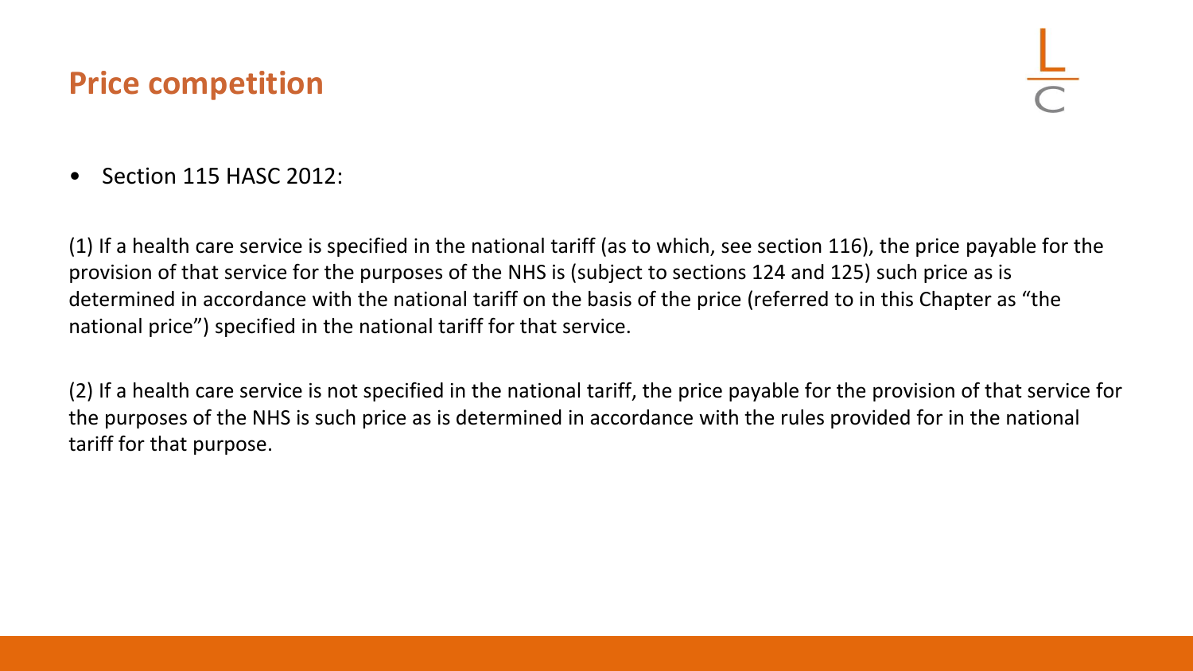## Price competition

- Section 115 HASC 2012:

(1) If a health care service is specified in the national tariff (as to which, see section 116), the price payable for the provision of that service for the purposes of the NHS is (subject to sections 124 and 125) such price as is determined in accordance with the national tariff on the basis of the price (referred to in this Chapter as "the national price") specified in the national tariff for that service.

(2) If a health care service is not specified in the national tariff, the price payable for the provision of that service for the purposes of the NHS is such price as is determined in accordance with the rules provided for in the national tariff for that purpose.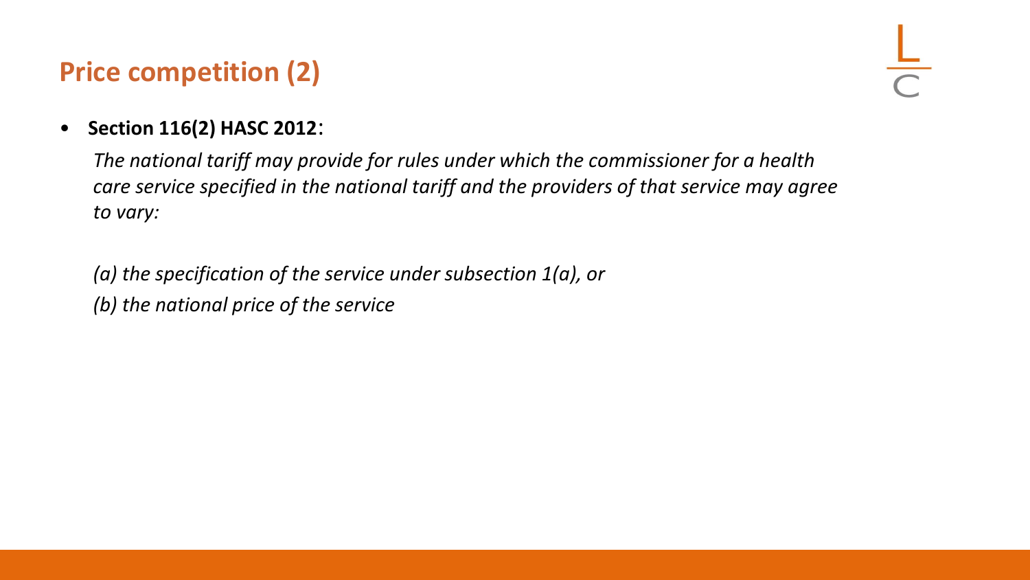## Price competition (2)

- **Section 116(2) HASC 2012**:

  *The national tariff may provide for rules under which the commissioner for a health care service specified in the national tariff and the providers of that service may agree to vary:*

  *(a) the specification of the service under subsection 1(a), or*
  *(b) the national price of the service*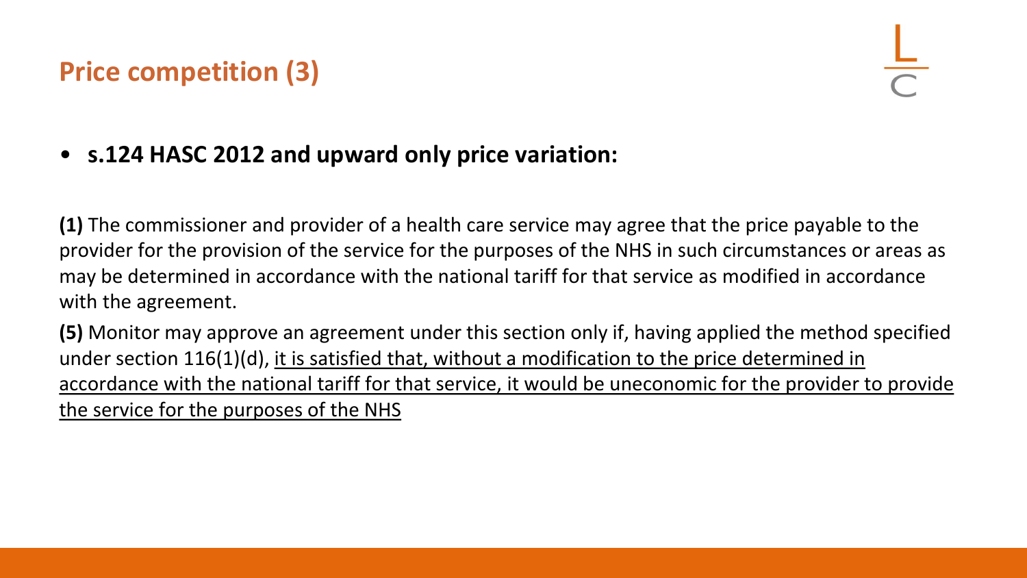# Price competition (3)

- **s.124 HASC 2012 and upward only price variation:**

**(1)** The commissioner and provider of a health care service may agree that the price payable to the provider for the provision of the service for the purposes of the NHS in such circumstances or areas as may be determined in accordance with the national tariff for that service as modified in accordance with the agreement.

**(5)** Monitor may approve an agreement under this section only if, having applied the method specified under section 116(1)(d), <u>it is satisfied that, without a modification to the price determined in accordance with the national tariff for that service, it would be uneconomic for the provider to provide the service for the purposes of the NHS</u>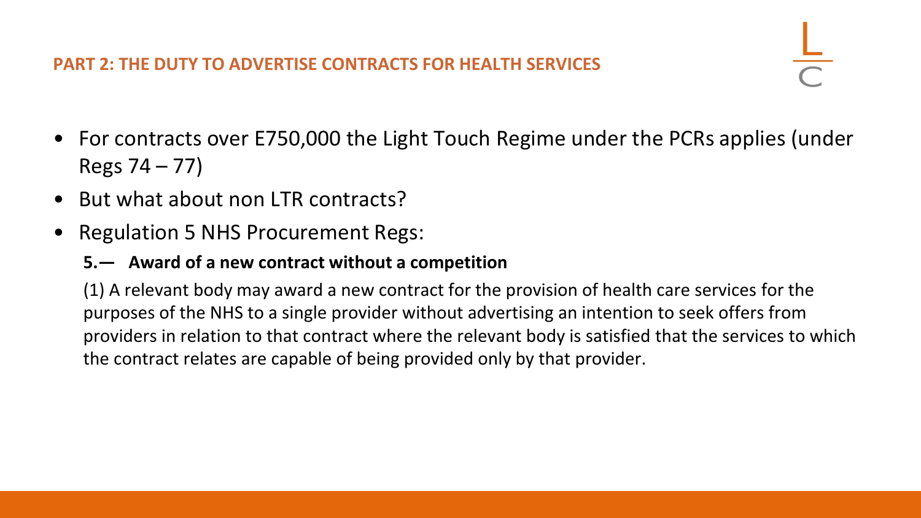## PART 2: THE DUTY TO ADVERTISE CONTRACTS FOR HEALTH SERVICES

- For contracts over E750,000 the Light Touch Regime under the PCRs applies (under Regs 74 – 77)
- But what about non LTR contracts?
- Regulation 5 NHS Procurement Regs:

**5.— Award of a new contract without a competition**

(1) A relevant body may award a new contract for the provision of health care services for the purposes of the NHS to a single provider without advertising an intention to seek offers from providers in relation to that contract where the relevant body is satisfied that the services to which the contract relates are capable of being provided only by that provider.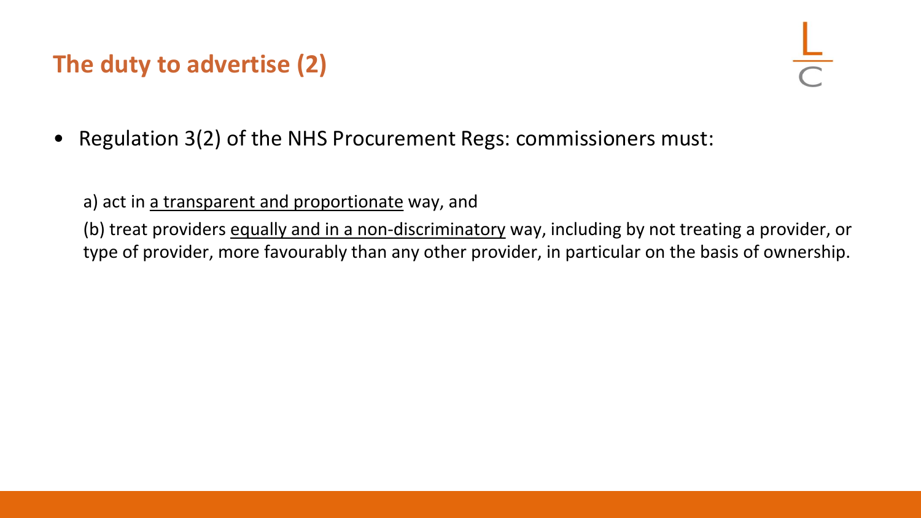# The duty to advertise (2)

- Regulation 3(2) of the NHS Procurement Regs: commissioners must:

  a) act in <u>a transparent and proportionate</u> way, and

  (b) treat providers <u>equally and in a non-discriminatory</u> way, including by not treating a provider, or type of provider, more favourably than any other provider, in particular on the basis of ownership.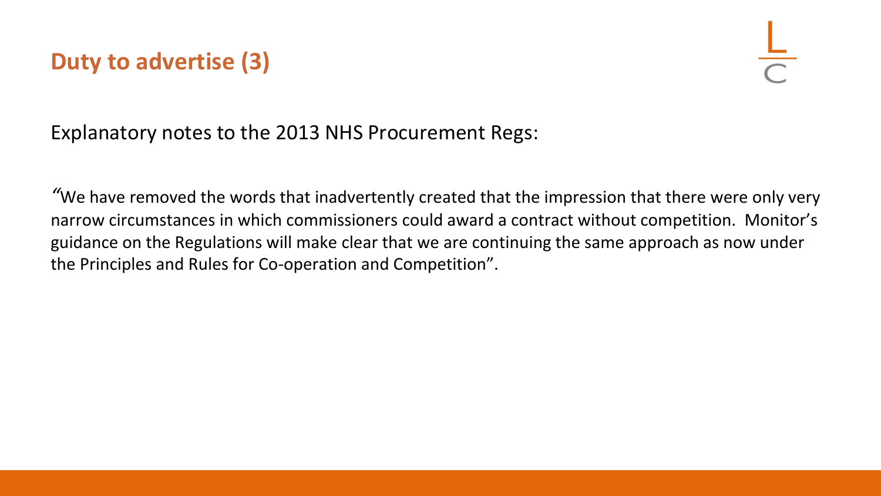## Duty to advertise (3)

Explanatory notes to the 2013 NHS Procurement Regs:

"We have removed the words that inadvertently created that the impression that there were only very narrow circumstances in which commissioners could award a contract without competition. Monitor's guidance on the Regulations will make clear that we are continuing the same approach as now under the Principles and Rules for Co-operation and Competition".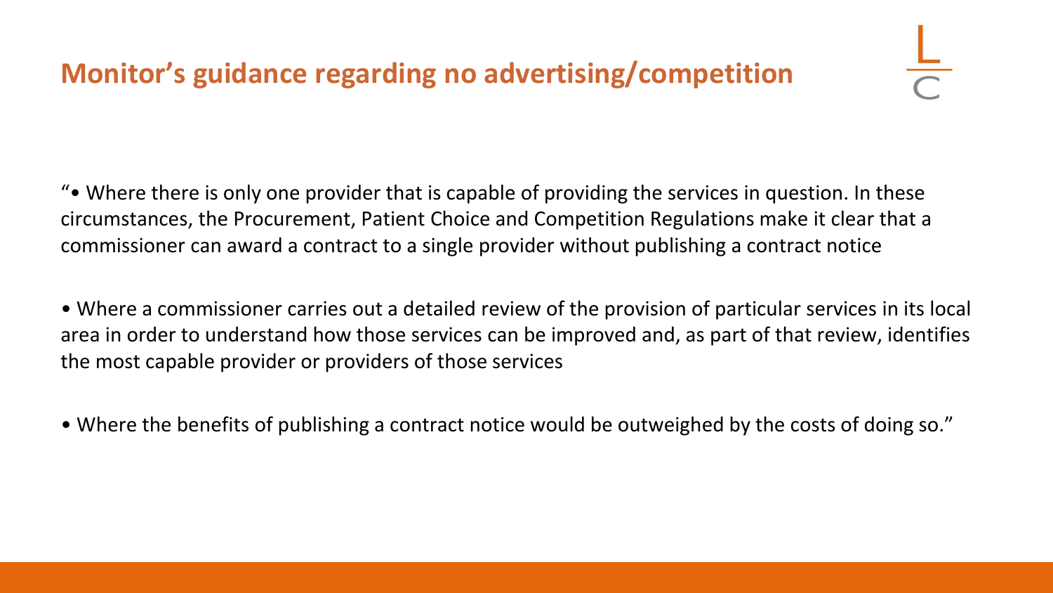## Monitor's guidance regarding no advertising/competition

"• Where there is only one provider that is capable of providing the services in question. In these circumstances, the Procurement, Patient Choice and Competition Regulations make it clear that a commissioner can award a contract to a single provider without publishing a contract notice

• Where a commissioner carries out a detailed review of the provision of particular services in its local area in order to understand how those services can be improved and, as part of that review, identifies the most capable provider or providers of those services

• Where the benefits of publishing a contract notice would be outweighed by the costs of doing so."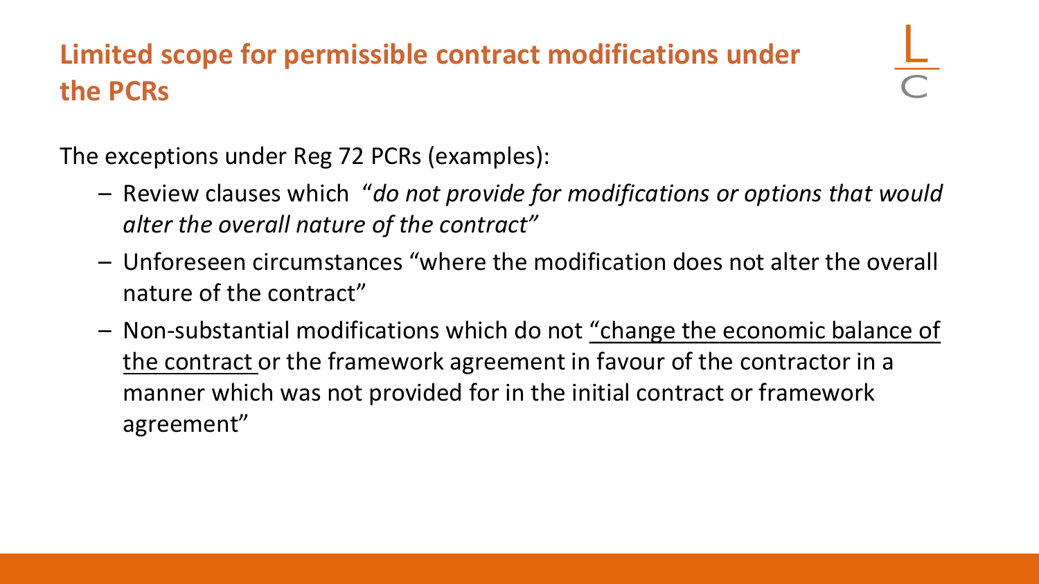## Limited scope for permissible contract modifications under the PCRs

The exceptions under Reg 72 PCRs (examples):

- Review clauses which "*do not provide for modifications or options that would alter the overall nature of the contract"*
- Unforeseen circumstances "where the modification does not alter the overall nature of the contract"
- Non-substantial modifications which do not <u>"change the economic balance of the contract</u> or the framework agreement in favour of the contractor in a manner which was not provided for in the initial contract or framework agreement"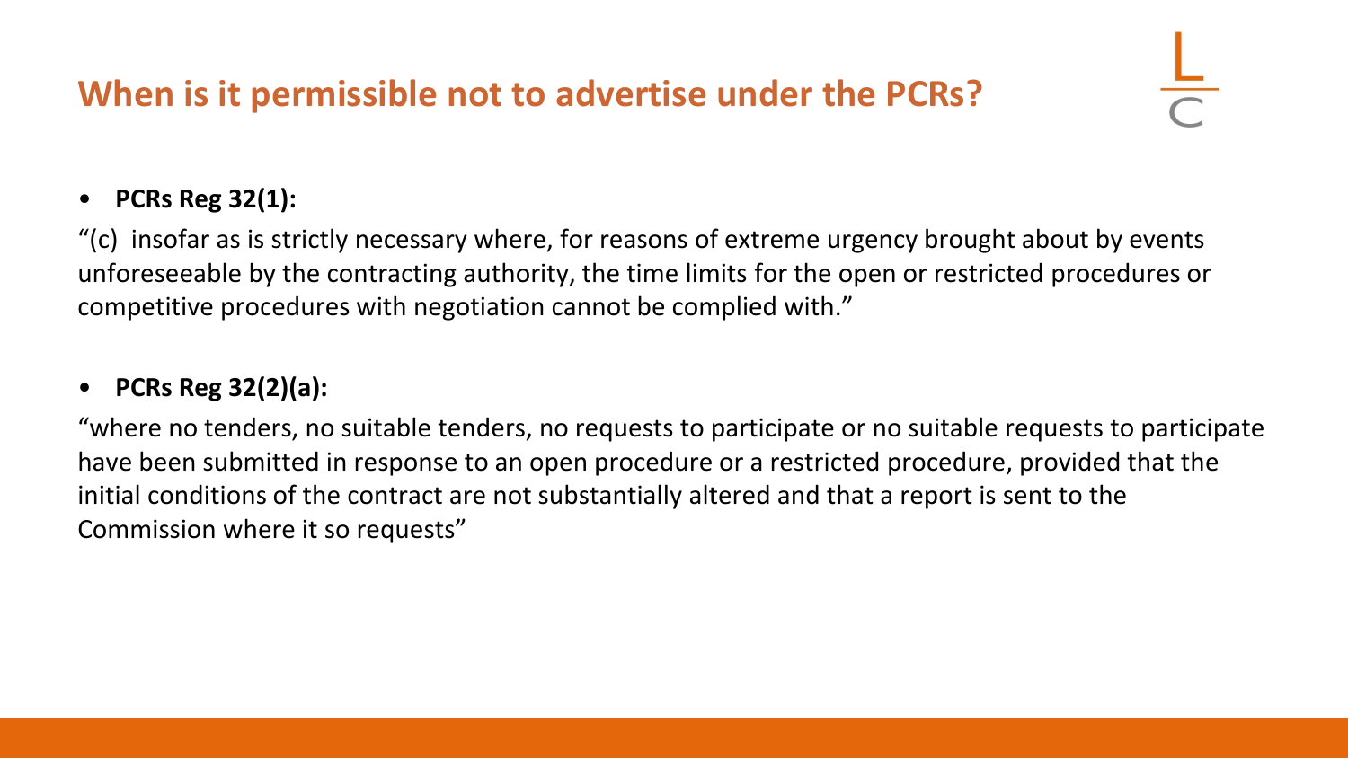## When is it permissible not to advertise under the PCRs?

- **PCRs Reg 32(1):**

"(c) insofar as is strictly necessary where, for reasons of extreme urgency brought about by events unforeseeable by the contracting authority, the time limits for the open or restricted procedures or competitive procedures with negotiation cannot be complied with."

- **PCRs Reg 32(2)(a):**

"where no tenders, no suitable tenders, no requests to participate or no suitable requests to participate have been submitted in response to an open procedure or a restricted procedure, provided that the initial conditions of the contract are not substantially altered and that a report is sent to the Commission where it so requests"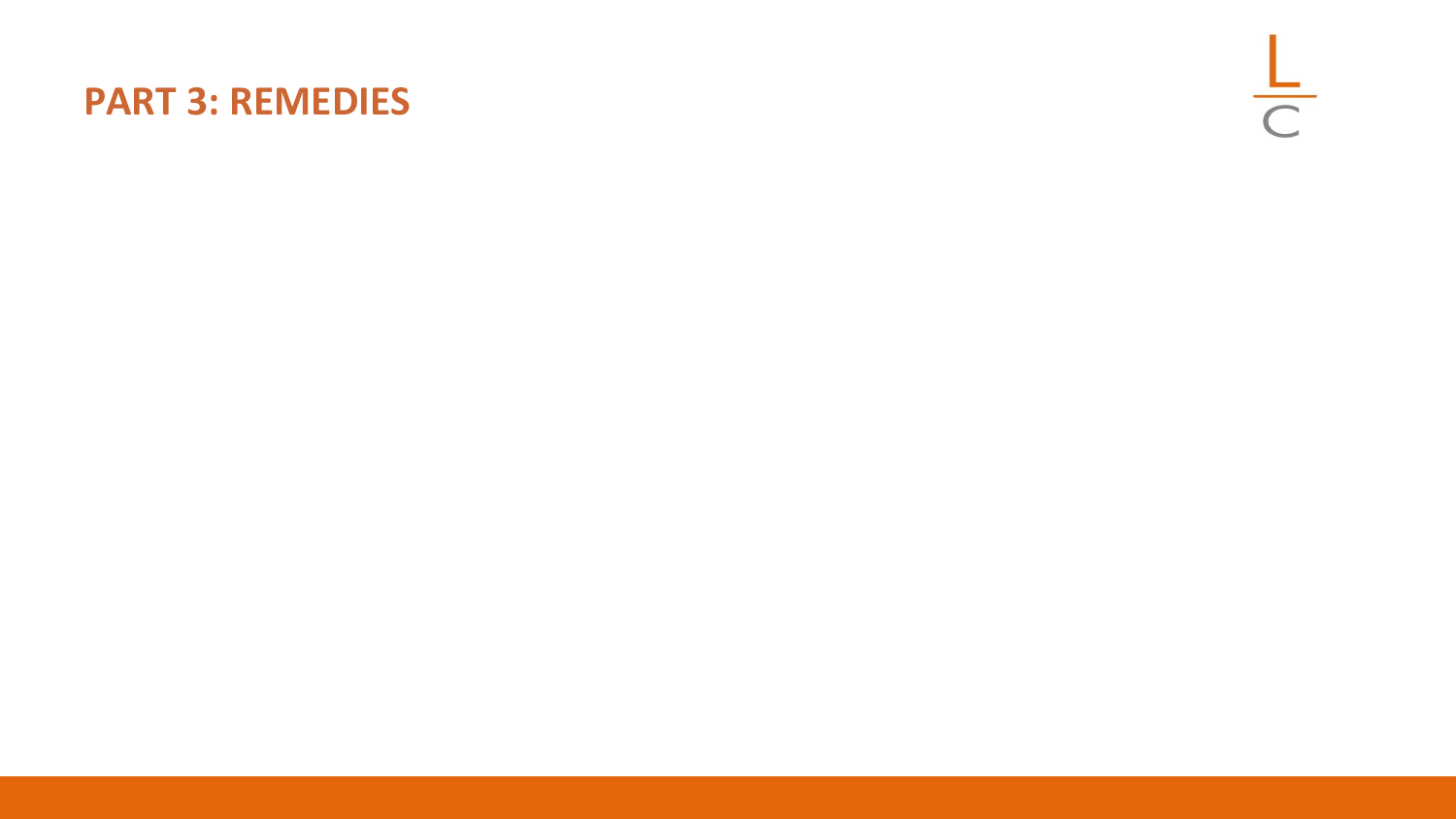# PART 3: REMEDIES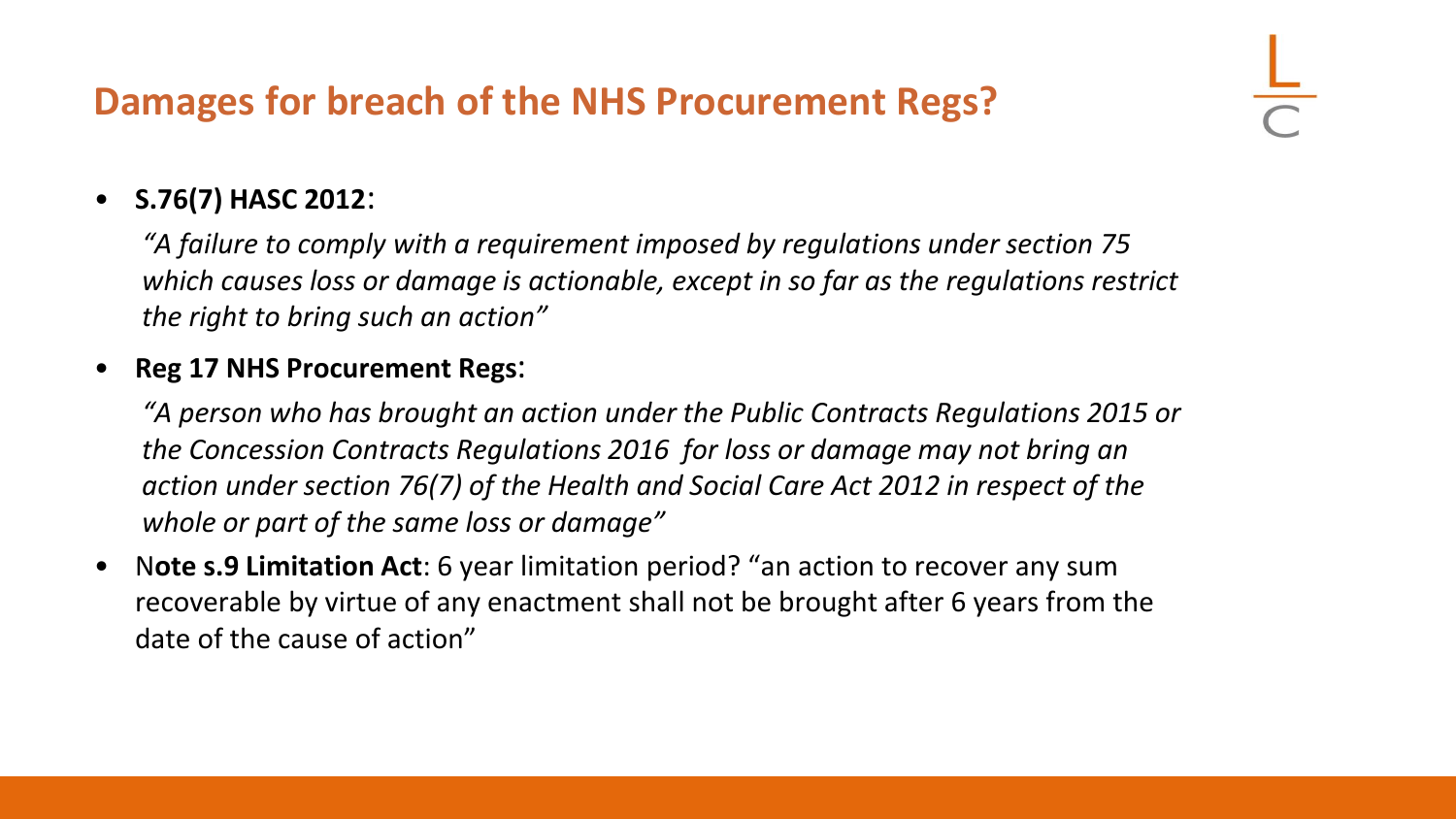## Damages for breach of the NHS Procurement Regs?

- **S.76(7) HASC 2012**:

  *"A failure to comply with a requirement imposed by regulations under section 75 which causes loss or damage is actionable, except in so far as the regulations restrict the right to bring such an action"*

- **Reg 17 NHS Procurement Regs**:

  *"A person who has brought an action under the Public Contracts Regulations 2015 or the Concession Contracts Regulations 2016 for loss or damage may not bring an action under section 76(7) of the Health and Social Care Act 2012 in respect of the whole or part of the same loss or damage"*

- N**ote s.9 Limitation Act**: 6 year limitation period? "an action to recover any sum recoverable by virtue of any enactment shall not be brought after 6 years from the date of the cause of action"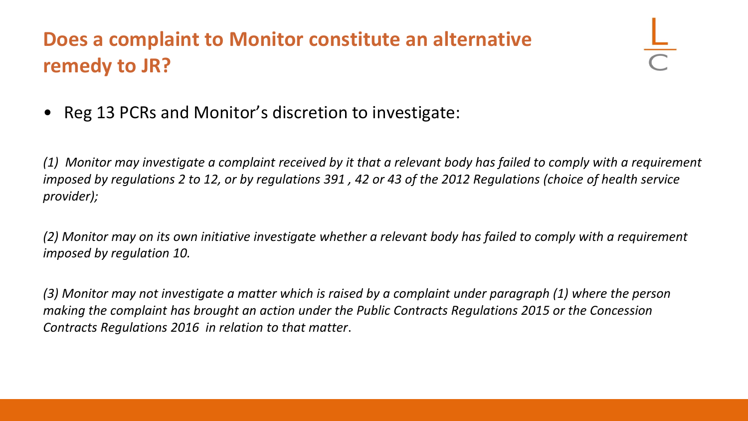## Does a complaint to Monitor constitute an alternative remedy to JR?

- Reg 13 PCRs and Monitor's discretion to investigate:

*(1) Monitor may investigate a complaint received by it that a relevant body has failed to comply with a requirement imposed by regulations 2 to 12, or by regulations 391 , 42 or 43 of the 2012 Regulations (choice of health service provider);*

*(2) Monitor may on its own initiative investigate whether a relevant body has failed to comply with a requirement imposed by regulation 10.*

*(3) Monitor may not investigate a matter which is raised by a complaint under paragraph (1) where the person making the complaint has brought an action under the Public Contracts Regulations 2015 or the Concession Contracts Regulations 2016 in relation to that matter*.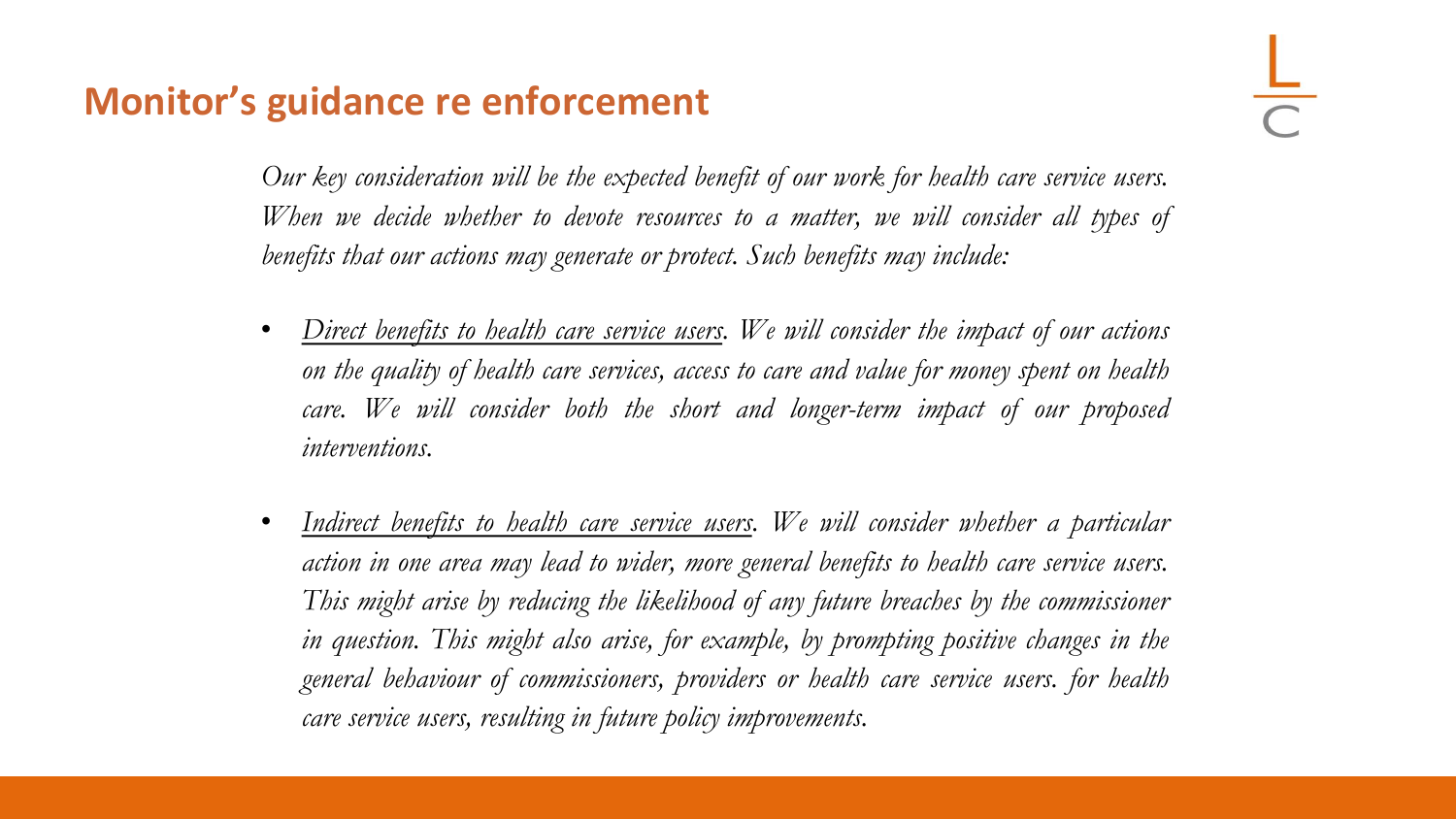## Monitor's guidance re enforcement

*Our key consideration will be the expected benefit of our work for health care service users. When we decide whether to devote resources to a matter, we will consider all types of benefits that our actions may generate or protect. Such benefits may include:*

- *Direct benefits to health care service users. We will consider the impact of our actions on the quality of health care services, access to care and value for money spent on health care. We will consider both the short and longer-term impact of our proposed interventions.*
- *Indirect benefits to health care service users. We will consider whether a particular action in one area may lead to wider, more general benefits to health care service users. This might arise by reducing the likelihood of any future breaches by the commissioner in question. This might also arise, for example, by prompting positive changes in the general behaviour of commissioners, providers or health care service users. for health care service users, resulting in future policy improvements.*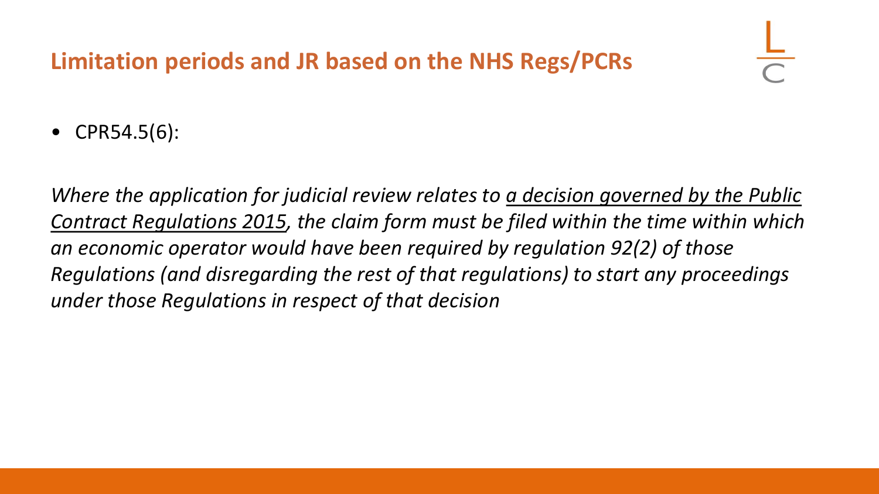## Limitation periods and JR based on the NHS Regs/PCRs

- CPR54.5(6):

*Where the application for judicial review relates to <u>a decision governed by the Public Contract Regulations 2015</u>, the claim form must be filed within the time within which an economic operator would have been required by regulation 92(2) of those Regulations (and disregarding the rest of that regulations) to start any proceedings under those Regulations in respect of that decision*